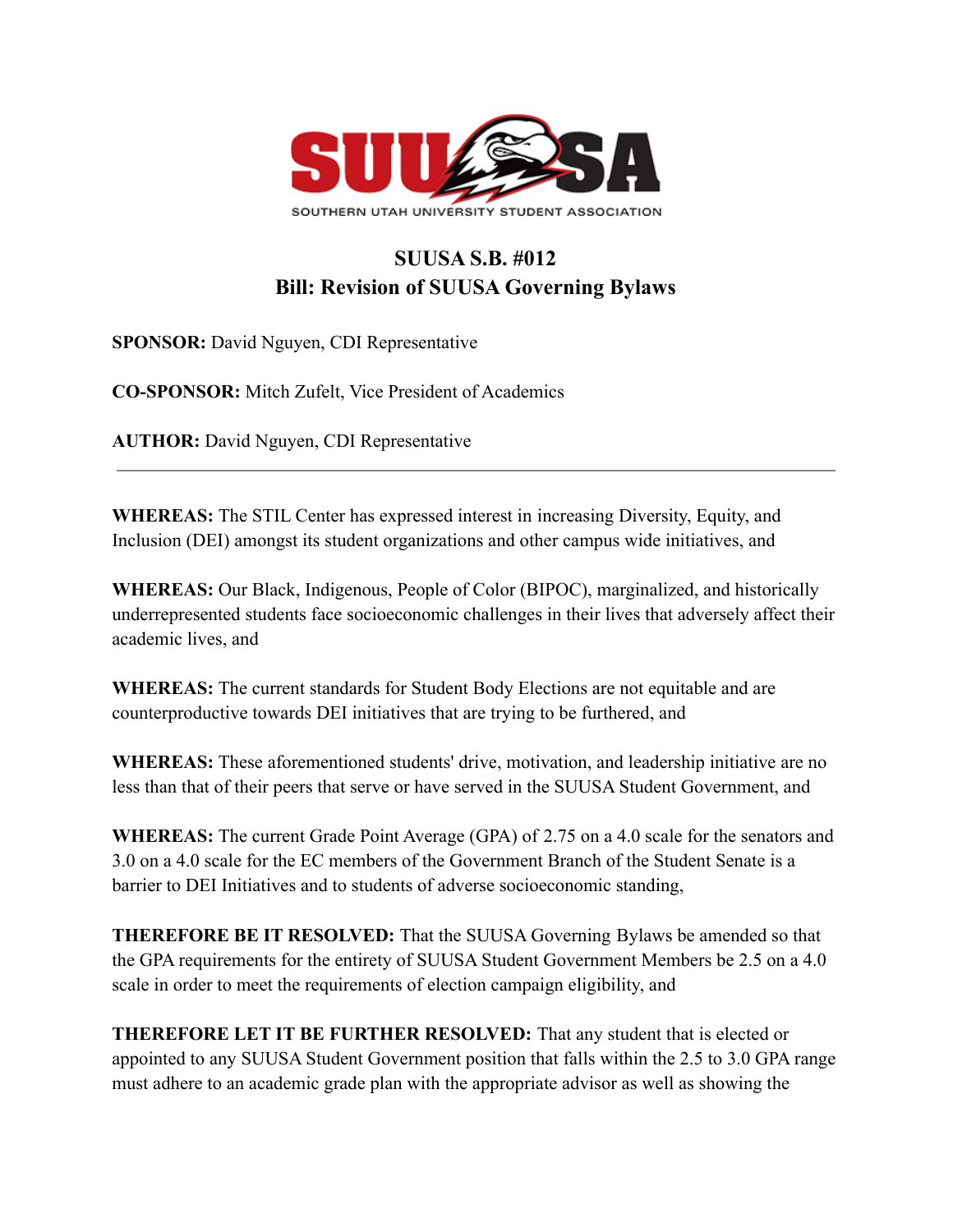SUUSA

SOUTHERN UTAH UNIVERSITY STUDENT ASSOCIATION

# SUUSA S.B. #012
## Bill: Revision of SUUSA Governing Bylaws

**SPONSOR:** David Nguyen, CDI Representative

**CO-SPONSOR:** Mitch Zufelt, Vice President of Academics

**AUTHOR:** David Nguyen, CDI Representative

---

**WHEREAS:** The STIL Center has expressed interest in increasing Diversity, Equity, and Inclusion (DEI) amongst its student organizations and other campus wide initiatives, and

**WHEREAS:** Our Black, Indigenous, People of Color (BIPOC), marginalized, and historically underrepresented students face socioeconomic challenges in their lives that adversely affect their academic lives, and

**WHEREAS:** The current standards for Student Body Elections are not equitable and are counterproductive towards DEI initiatives that are trying to be furthered, and

**WHEREAS:** These aforementioned students' drive, motivation, and leadership initiative are no less than that of their peers that serve or have served in the SUUSA Student Government, and

**WHEREAS:** The current Grade Point Average (GPA) of 2.75 on a 4.0 scale for the senators and 3.0 on a 4.0 scale for the EC members of the Government Branch of the Student Senate is a barrier to DEI Initiatives and to students of adverse socioeconomic standing,

**THEREFORE BE IT RESOLVED:** That the SUUSA Governing Bylaws be amended so that the GPA requirements for the entirety of SUUSA Student Government Members be 2.5 on a 4.0 scale in order to meet the requirements of election campaign eligibility, and

**THEREFORE LET IT BE FURTHER RESOLVED:** That any student that is elected or appointed to any SUUSA Student Government position that falls within the 2.5 to 3.0 GPA range must adhere to an academic grade plan with the appropriate advisor as well as showing the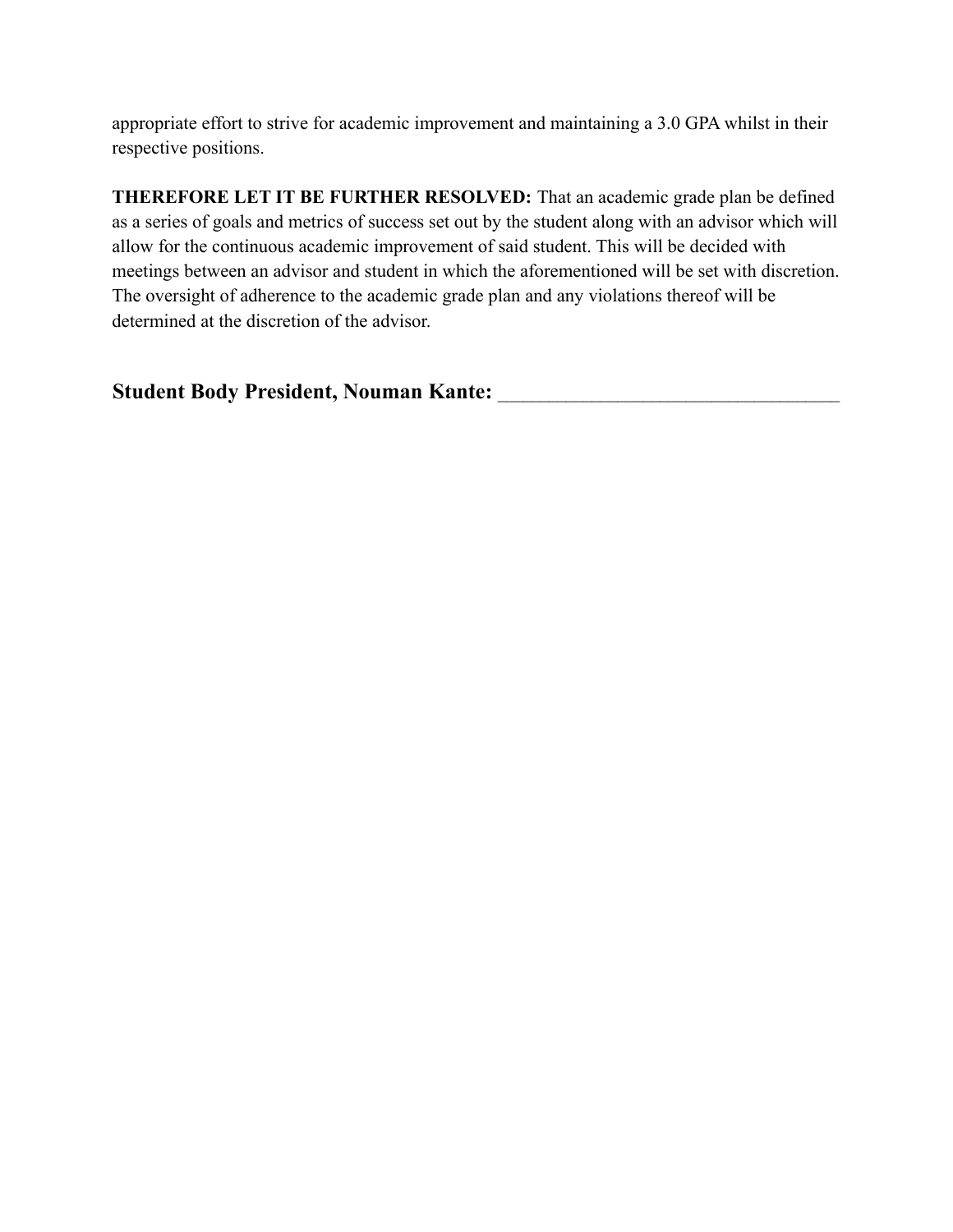appropriate effort to strive for academic improvement and maintaining a 3.0 GPA whilst in their respective positions.

**THEREFORE LET IT BE FURTHER RESOLVED:** That an academic grade plan be defined as a series of goals and metrics of success set out by the student along with an advisor which will allow for the continuous academic improvement of said student. This will be decided with meetings between an advisor and student in which the aforementioned will be set with discretion. The oversight of adherence to the academic grade plan and any violations thereof will be determined at the discretion of the advisor.

**Student Body President, Nouman Kante:** ___________________________________